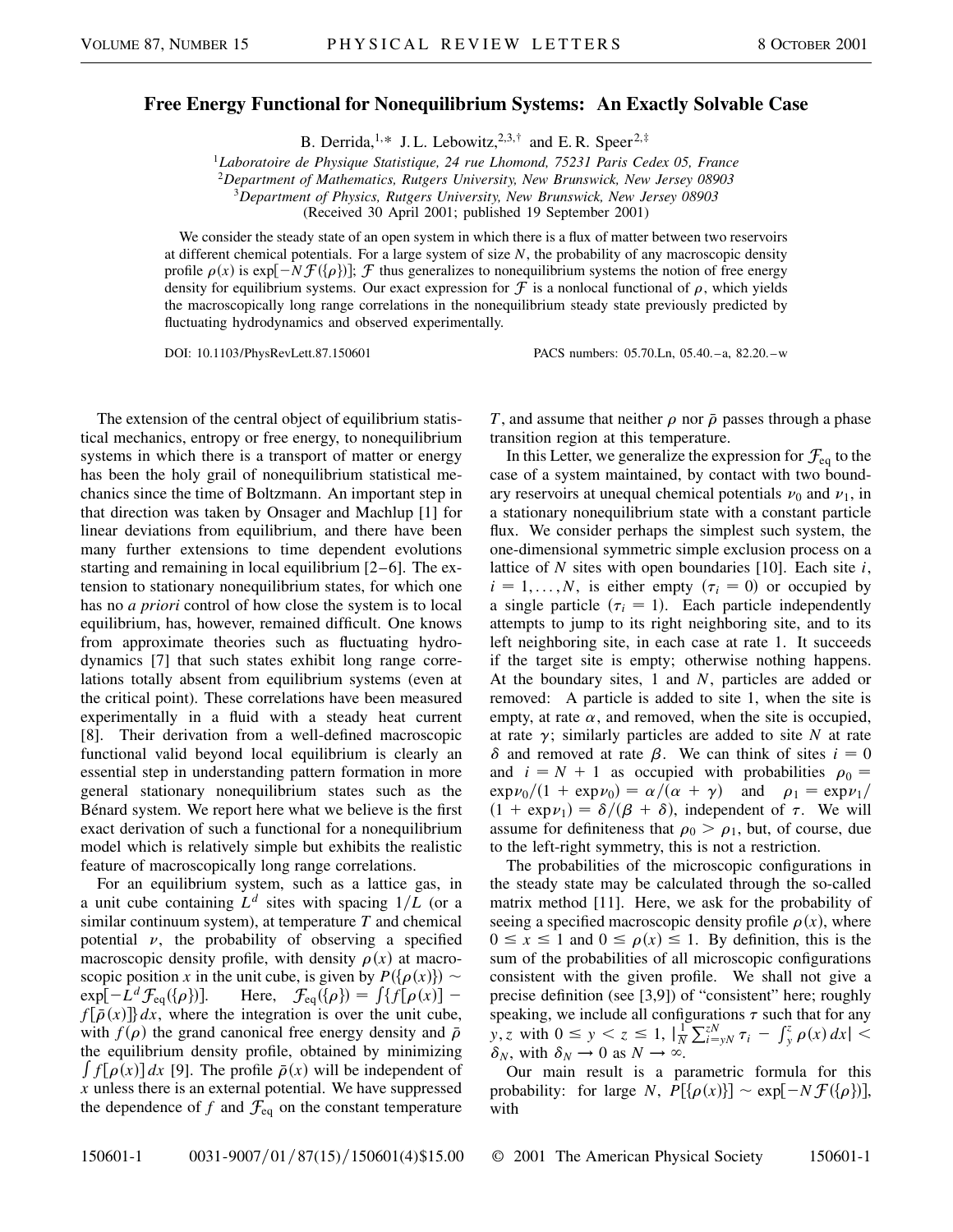# Free Energy Functional for Nonequilibrium Systems: An Exactly Solvable Case

B. Derrida,[1,*] J. L. Lebowitz,[2,3,†] and E. R. Speer[2,‡]

[1]Laboratoire de Physique Statistique, 24 rue Lhomond, 75231 Paris Cedex 05, France
[2]Department of Mathematics, Rutgers University, New Brunswick, New Jersey 08903
[3]Department of Physics, Rutgers University, New Brunswick, New Jersey 08903
(Received 30 April 2001; published 19 September 2001)

We consider the steady state of an open system in which there is a flux of matter between two reservoirs at different chemical potentials. For a large system of size $N$, the probability of any macroscopic density profile $\rho(x)$ is $\exp[-N\mathcal{F}(\{\rho\})]$; $\mathcal{F}$ thus generalizes to nonequilibrium systems the notion of free energy density for equilibrium systems. Our exact expression for $\mathcal{F}$ is a nonlocal functional of $\rho$, which yields the macroscopically long range correlations in the nonequilibrium steady state previously predicted by fluctuating hydrodynamics and observed experimentally.

DOI: 10.1103/PhysRevLett.87.150601 PACS numbers: 05.70.Ln, 05.40.–a, 82.20.–w

The extension of the central object of equilibrium statistical mechanics, entropy or free energy, to nonequilibrium systems in which there is a transport of matter or energy has been the holy grail of nonequilibrium statistical mechanics since the time of Boltzmann. An important step in that direction was taken by Onsager and Machlup [1] for linear deviations from equilibrium, and there have been many further extensions to time dependent evolutions starting and remaining in local equilibrium [2–6]. The extension to stationary nonequilibrium states, for which one has no *a priori* control of how close the system is to local equilibrium, has, however, remained difficult. One knows from approximate theories such as fluctuating hydrodynamics [7] that such states exhibit long range correlations totally absent from equilibrium systems (even at the critical point). These correlations have been measured experimentally in a fluid with a steady heat current [8]. Their derivation from a well-defined macroscopic functional valid beyond local equilibrium is clearly an essential step in understanding pattern formation in more general stationary nonequilibrium states such as the Bénard system. We report here what we believe is the first exact derivation of such a functional for a nonequilibrium model which is relatively simple but exhibits the realistic feature of macroscopically long range correlations.

For an equilibrium system, such as a lattice gas, in a unit cube containing $L^d$ sites with spacing $1/L$ (or a similar continuum system), at temperature $T$ and chemical potential $\nu$, the probability of observing a specified macroscopic density profile, with density $\rho(x)$ at macroscopic position $x$ in the unit cube, is given by $P(\{\rho(x)\}) \sim \exp[-L^d \mathcal{F}_{\rm eq}(\{\rho\})]$. Here, $\mathcal{F}_{\rm eq}(\{\rho\}) = \int \{f[\rho(x)] - f[\bar{\rho}(x)]\}\,dx$, where the integration is over the unit cube, with $f(\rho)$ the grand canonical free energy density and $\bar{\rho}$ the equilibrium density profile, obtained by minimizing $\int f[\rho(x)]\,dx$ [9]. The profile $\bar{\rho}(x)$ will be independent of $x$ unless there is an external potential. We have suppressed the dependence of $f$ and $\mathcal{F}_{\rm eq}$ on the constant temperature $T$, and assume that neither $\rho$ nor $\bar{\rho}$ passes through a phase transition region at this temperature.

In this Letter, we generalize the expression for $\mathcal{F}_{\rm eq}$ to the case of a system maintained, by contact with two boundary reservoirs at unequal chemical potentials $\nu_0$ and $\nu_1$, in a stationary nonequilibrium state with a constant particle flux. We consider perhaps the simplest such system, the one-dimensional symmetric simple exclusion process on a lattice of $N$ sites with open boundaries [10]. Each site $i$, $i = 1, \ldots, N$, is either empty ($\tau_i = 0$) or occupied by a single particle ($\tau_i = 1$). Each particle independently attempts to jump to its right neighboring site, and to its left neighboring site, in each case at rate 1. It succeeds if the target site is empty; otherwise nothing happens. At the boundary sites, 1 and $N$, particles are added or removed: A particle is added to site 1, when the site is empty, at rate $\alpha$, and removed, when the site is occupied, at rate $\gamma$; similarly particles are added to site $N$ at rate $\delta$ and removed at rate $\beta$. We can think of sites $i = 0$ and $i = N + 1$ as occupied with probabilities $\rho_0 = \exp\nu_0/(1 + \exp\nu_0) = \alpha/(\alpha + \gamma)$ and $\rho_1 = \exp\nu_1/(1 + \exp\nu_1) = \delta/(\beta + \delta)$, independent of $\tau$. We will assume for definiteness that $\rho_0 > \rho_1$, but, of course, due to the left-right symmetry, this is not a restriction.

The probabilities of the microscopic configurations in the steady state may be calculated through the so-called matrix method [11]. Here, we ask for the probability of seeing a specified macroscopic density profile $\rho(x)$, where $0 \le x \le 1$ and $0 \le \rho(x) \le 1$. By definition, this is the sum of the probabilities of all microscopic configurations consistent with the given profile. We shall not give a precise definition (see [3,9]) of "consistent" here; roughly speaking, we include all configurations $\tau$ such that for any $y, z$ with $0 \le y < z \le 1$, $|\frac{1}{N}\sum_{i=yN}^{zN} \tau_i - \int_y^z \rho(x)\,dx| < \delta_N$, with $\delta_N \to 0$ as $N \to \infty$.

Our main result is a parametric formula for this probability: for large $N$, $P[\{\rho(x)\}] \sim \exp[-N\mathcal{F}(\{\rho\})]$, with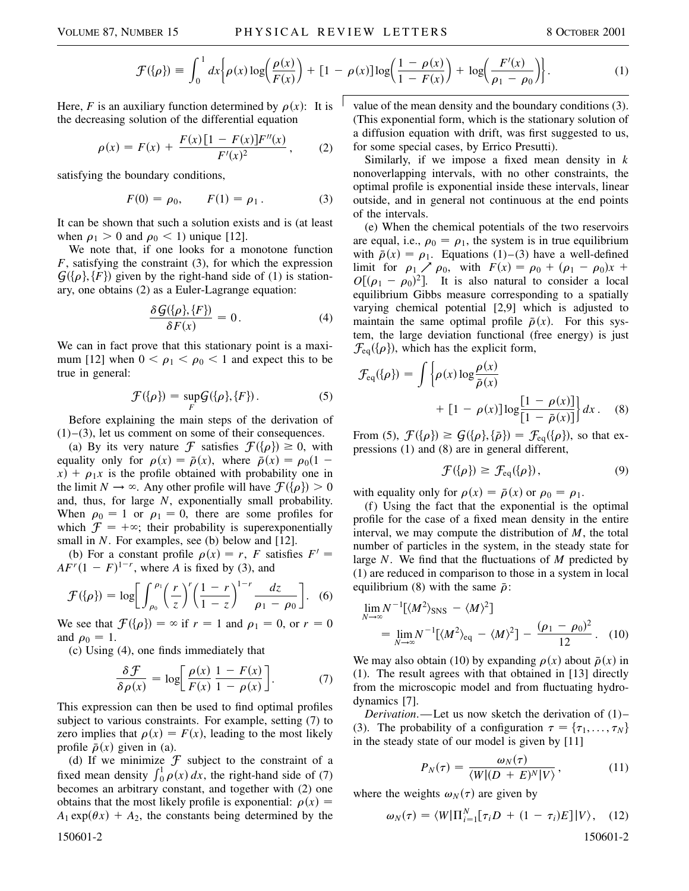$$\mathcal{F}(\{\rho\}) \equiv \int_0^1 dx \left\{ \rho(x) \log\left(\frac{\rho(x)}{F(x)}\right) + [1 - \rho(x)] \log\left(\frac{1-\rho(x)}{1-F(x)}\right) + \log\left(\frac{F'(x)}{\rho_1 - \rho_0}\right) \right\}. \quad (1)$$

Here, $F$ is an auxiliary function determined by $\rho(x)$: It is the decreasing solution of the differential equation

$$\rho(x) = F(x) + \frac{F(x)[1 - F(x)]F''(x)}{F'(x)^2}, \quad (2)$$

satisfying the boundary conditions,

$$F(0) = \rho_0, \qquad F(1) = \rho_1. \quad (3)$$

It can be shown that such a solution exists and is (at least when $\rho_1 > 0$ and $\rho_0 < 1$) unique [12].

We note that, if one looks for a monotone function $F$, satisfying the constraint (3), for which the expression $\mathcal{G}(\{\rho\}, \{F\})$ given by the right-hand side of (1) is stationary, one obtains (2) as a Euler-Lagrange equation:

$$\frac{\delta \mathcal{G}(\{\rho\}, \{F\})}{\delta F(x)} = 0. \quad (4)$$

We can in fact prove that this stationary point is a maximum [12] when $0 < \rho_1 < \rho_0 < 1$ and expect this to be true in general:

$$\mathcal{F}(\{\rho\}) = \sup_F \mathcal{G}(\{\rho\}, \{F\}). \quad (5)$$

Before explaining the main steps of the derivation of (1)–(3), let us comment on some of their consequences.

(a) By its very nature $\mathcal{F}$ satisfies $\mathcal{F}(\{\rho\}) \geq 0$, with equality only for $\rho(x) = \bar{\rho}(x)$, where $\bar{\rho}(x) = \rho_0(1 - x) + \rho_1 x$ is the profile obtained with probability one in the limit $N \to \infty$. Any other profile will have $\mathcal{F}(\{\rho\}) > 0$ and, thus, for large $N$, exponentially small probability. When $\rho_0 = 1$ or $\rho_1 = 0$, there are some profiles for which $\mathcal{F} = +\infty$; their probability is superexponentially small in $N$. For examples, see (b) below and [12].

(b) For a constant profile $\rho(x) = r$, $F$ satisfies $F' = AF^r(1 - F)^{1-r}$, where $A$ is fixed by (3), and

$$\mathcal{F}(\{\rho\}) = \log\left[\int_{\rho_0}^{\rho_1} \left(\frac{r}{z}\right)^r \left(\frac{1-r}{1-z}\right)^{1-r} \frac{dz}{\rho_1 - \rho_0}\right]. \quad (6)$$

We see that $\mathcal{F}(\{\rho\}) = \infty$ if $r = 1$ and $\rho_1 = 0$, or $r = 0$ and $\rho_0 = 1$.

(c) Using (4), one finds immediately that

$$\frac{\delta \mathcal{F}}{\delta \rho(x)} = \log\left[\frac{\rho(x)}{F(x)} \frac{1 - F(x)}{1 - \rho(x)}\right]. \quad (7)$$

This expression can then be used to find optimal profiles subject to various constraints. For example, setting (7) to zero implies that $\rho(x) = F(x)$, leading to the most likely profile $\bar{\rho}(x)$ given in (a).

(d) If we minimize $\mathcal{F}$ subject to the constraint of a fixed mean density $\int_0^1 \rho(x)\, dx$, the right-hand side of (7) becomes an arbitrary constant, and together with (2) one obtains that the most likely profile is exponential: $\rho(x) = A_1 \exp(\theta x) + A_2$, the constants being determined by the value of the mean density and the boundary conditions (3). (This exponential form, which is the stationary solution of a diffusion equation with drift, was first suggested to us, for some special cases, by Errico Presutti).

Similarly, if we impose a fixed mean density in $k$ nonoverlapping intervals, with no other constraints, the optimal profile is exponential inside these intervals, linear outside, and in general not continuous at the end points of the intervals.

(e) When the chemical potentials of the two reservoirs are equal, i.e., $\rho_0 = \rho_1$, the system is in true equilibrium with $\bar{\rho}(x) = \rho_1$. Equations (1)–(3) have a well-defined limit for $\rho_1 \nearrow \rho_0$, with $F(x) = \rho_0 + (\rho_1 - \rho_0)x + O[(\rho_1 - \rho_0)^2]$. It is also natural to consider a local equilibrium Gibbs measure corresponding to a spatially varying chemical potential [2,9] which is adjusted to maintain the same optimal profile $\bar{\rho}(x)$. For this system, the large deviation functional (free energy) is just $\mathcal{F}_{\text{eq}}(\{\rho\})$, which has the explicit form,

$$\mathcal{F}_{\text{eq}}(\{\rho\}) = \int \left\{ \rho(x) \log\frac{\rho(x)}{\bar{\rho}(x)} + [1 - \rho(x)] \log\frac{[1 - \rho(x)]}{[1 - \bar{\rho}(x)]} \right\} dx. \quad (8)$$

From (5), $\mathcal{F}(\{\rho\}) \geq \mathcal{G}(\{\rho\}, \{\bar{\rho}\}) = \mathcal{F}_{\text{eq}}(\{\rho\})$, so that expressions (1) and (8) are in general different,

$$\mathcal{F}(\{\rho\}) \geq \mathcal{F}_{\text{eq}}(\{\rho\}), \quad (9)$$

with equality only for $\rho(x) = \bar{\rho}(x)$ or $\rho_0 = \rho_1$.

(f) Using the fact that the exponential is the optimal profile for the case of a fixed mean density in the entire interval, we may compute the distribution of $M$, the total number of particles in the system, in the steady state for large $N$. We find that the fluctuations of $M$ predicted by (1) are reduced in comparison to those in a system in local equilibrium (8) with the same $\bar{\rho}$:

$$\lim_{N\to\infty} N^{-1}[\langle M^2 \rangle_{\text{SNS}} - \langle M \rangle^2] = \lim_{N\to\infty} N^{-1}[\langle M^2 \rangle_{\text{eq}} - \langle M \rangle^2] - \frac{(\rho_1 - \rho_0)^2}{12}. \quad (10)$$

We may also obtain (10) by expanding $\rho(x)$ about $\bar{\rho}(x)$ in (1). The result agrees with that obtained in [13] directly from the microscopic model and from fluctuating hydrodynamics [7].

*Derivation.*—Let us now sketch the derivation of (1)–(3). The probability of a configuration $\tau = \{\tau_1, \ldots, \tau_N\}$ in the steady state of our model is given by [11]

$$P_N(\tau) = \frac{\omega_N(\tau)}{\langle W | (D + E)^N | V \rangle}, \quad (11)$$

where the weights $\omega_N(\tau)$ are given by

$$\omega_N(\tau) = \langle W | \Pi_{i=1}^N [\tau_i D + (1 - \tau_i) E] | V \rangle, \quad (12)$$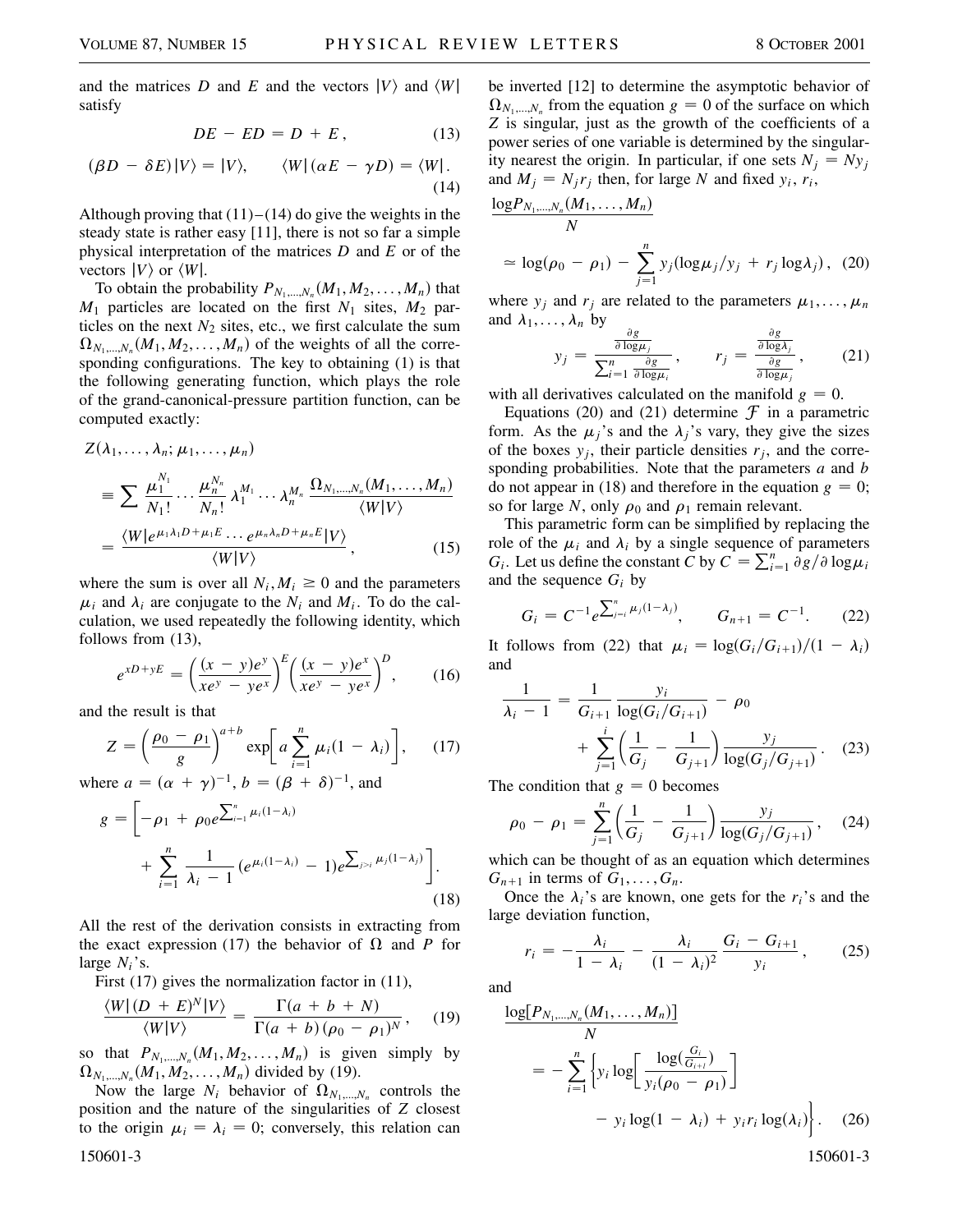and the matrices $D$ and $E$ and the vectors $|V\rangle$ and $\langle W|$ satisfy

$$DE - ED = D + E, \tag{13}$$

$$(\beta D - \delta E)|V\rangle = |V\rangle, \qquad \langle W|(\alpha E - \gamma D) = \langle W|. \tag{14}$$

Although proving that (11)–(14) do give the weights in the steady state is rather easy [11], there is not so far a simple physical interpretation of the matrices $D$ and $E$ or of the vectors $|V\rangle$ or $\langle W|$.

To obtain the probability $P_{N_1,\ldots,N_n}(M_1, M_2, \ldots, M_n)$ that $M_1$ particles are located on the first $N_1$ sites, $M_2$ particles on the next $N_2$ sites, etc., we first calculate the sum $\Omega_{N_1,\ldots,N_n}(M_1, M_2, \ldots, M_n)$ of the weights of all the corresponding configurations. The key to obtaining (1) is that the following generating function, which plays the role of the grand-canonical-pressure partition function, can be computed exactly:

$$\begin{aligned} Z(\lambda_1, \ldots, \lambda_n; \mu_1, \ldots, \mu_n) &\equiv \sum \frac{\mu_1^{N_1}}{N_1!} \cdots \frac{\mu_n^{N_n}}{N_n!} \lambda_1^{M_1} \cdots \lambda_n^{M_n} \frac{\Omega_{N_1,\ldots,N_n}(M_1, \ldots, M_n)}{\langle W|V\rangle} \\ &= \frac{\langle W| e^{\mu_1 \lambda_1 D + \mu_1 E} \cdots e^{\mu_n \lambda_n D + \mu_n E} |V\rangle}{\langle W|V\rangle}, \end{aligned} \tag{15}$$

where the sum is over all $N_i, M_i \geq 0$ and the parameters $\mu_i$ and $\lambda_i$ are conjugate to the $N_i$ and $M_i$. To do the calculation, we used repeatedly the following identity, which follows from (13),

$$e^{xD + yE} = \left( \frac{(x - y)e^y}{xe^y - ye^x} \right)^E \left( \frac{(x - y)e^x}{xe^y - ye^x} \right)^D, \tag{16}$$

and the result is that

$$Z = \left( \frac{\rho_0 - \rho_1}{g} \right)^{a+b} \exp\left[ a \sum_{i=1}^n \mu_i (1 - \lambda_i) \right], \tag{17}$$

where $a = (\alpha + \gamma)^{-1}$, $b = (\beta + \delta)^{-1}$, and

$$g = \left[ -\rho_1 + \rho_0 e^{\sum_{i=1}^n \mu_i (1-\lambda_i)} + \sum_{i=1}^n \frac{1}{\lambda_i - 1} (e^{\mu_i (1-\lambda_i)} - 1) e^{\sum_{j>i} \mu_j (1-\lambda_j)} \right]. \tag{18}$$

All the rest of the derivation consists in extracting from the exact expression (17) the behavior of $\Omega$ and $P$ for large $N_i$'s.

First (17) gives the normalization factor in (11),

$$\frac{\langle W|(D + E)^N|V\rangle}{\langle W|V\rangle} = \frac{\Gamma(a + b + N)}{\Gamma(a + b)(\rho_0 - \rho_1)^N}, \tag{19}$$

so that $P_{N_1,\ldots,N_n}(M_1, M_2, \ldots, M_n)$ is given simply by $\Omega_{N_1,\ldots,N_n}(M_1, M_2, \ldots, M_n)$ divided by (19).

Now the large $N_i$ behavior of $\Omega_{N_1,\ldots,N_n}$ controls the position and the nature of the singularities of $Z$ closest to the origin $\mu_i = \lambda_i = 0$; conversely, this relation can be inverted [12] to determine the asymptotic behavior of $\Omega_{N_1,\ldots,N_n}$ from the equation $g = 0$ of the surface on which $Z$ is singular, just as the growth of the coefficients of a power series of one variable is determined by the singularity nearest the origin. In particular, if one sets $N_j = Ny_j$ and $M_j = N_j r_j$ then, for large $N$ and fixed $y_i$, $r_i$,

$$\frac{\log P_{N_1,\ldots,N_n}(M_1, \ldots, M_n)}{N} \simeq \log(\rho_0 - \rho_1) - \sum_{j=1}^n y_j (\log \mu_j / y_j + r_j \log \lambda_j), \tag{20}$$

where $y_j$ and $r_j$ are related to the parameters $\mu_1, \ldots, \mu_n$ and $\lambda_1, \ldots, \lambda_n$ by

$$y_j = \frac{\frac{\partial g}{\partial \log \mu_j}}{\sum_{i=1}^n \frac{\partial g}{\partial \log \mu_i}}, \qquad r_j = \frac{\frac{\partial g}{\partial \log \lambda_j}}{\frac{\partial g}{\partial \log \mu_j}}, \tag{21}$$

with all derivatives calculated on the manifold $g = 0$.

Equations (20) and (21) determine $\mathcal{F}$ in a parametric form. As the $\mu_j$'s and the $\lambda_j$'s vary, they give the sizes of the boxes $y_j$, their particle densities $r_j$, and the corresponding probabilities. Note that the parameters $a$ and $b$ do not appear in (18) and therefore in the equation $g = 0$; so for large $N$, only $\rho_0$ and $\rho_1$ remain relevant.

This parametric form can be simplified by replacing the role of the $\mu_i$ and $\lambda_i$ by a single sequence of parameters $G_i$. Let us define the constant $C$ by $C = \sum_{i=1}^n \partial g / \partial \log \mu_i$ and the sequence $G_i$ by

$$G_i = C^{-1} e^{\sum_{j=i}^n \mu_j (1-\lambda_j)}, \qquad G_{n+1} = C^{-1}. \tag{22}$$

It follows from (22) that $\mu_i = \log(G_i/G_{i+1})/(1 - \lambda_i)$ and

$$\frac{1}{\lambda_i - 1} = \frac{1}{G_{i+1}} \frac{y_i}{\log(G_i/G_{i+1})} - \rho_0 + \sum_{j=1}^i \left( \frac{1}{G_j} - \frac{1}{G_{j+1}} \right) \frac{y_j}{\log(G_j/G_{j+1})}. \tag{23}$$

The condition that $g = 0$ becomes

$$\rho_0 - \rho_1 = \sum_{j=1}^n \left( \frac{1}{G_j} - \frac{1}{G_{j+1}} \right) \frac{y_j}{\log(G_j/G_{j+1})}, \tag{24}$$

which can be thought of as an equation which determines $G_{n+1}$ in terms of $G_1, \ldots, G_n$.

Once the $\lambda_i$'s are known, one gets for the $r_i$'s and the large deviation function,

$$r_i = -\frac{\lambda_i}{1 - \lambda_i} - \frac{\lambda_i}{(1 - \lambda_i)^2} \frac{G_i - G_{i+1}}{y_i}, \tag{25}$$

and

$$\frac{\log[P_{N_1,\ldots,N_n}(M_1, \ldots, M_n)]}{N} = -\sum_{i=1}^n \left\{ y_i \log\left[ \frac{\log(\frac{G_i}{G_{i+1}})}{y_i(\rho_0 - \rho_1)} \right] - y_i \log(1 - \lambda_i) + y_i r_i \log(\lambda_i) \right\}. \tag{26}$$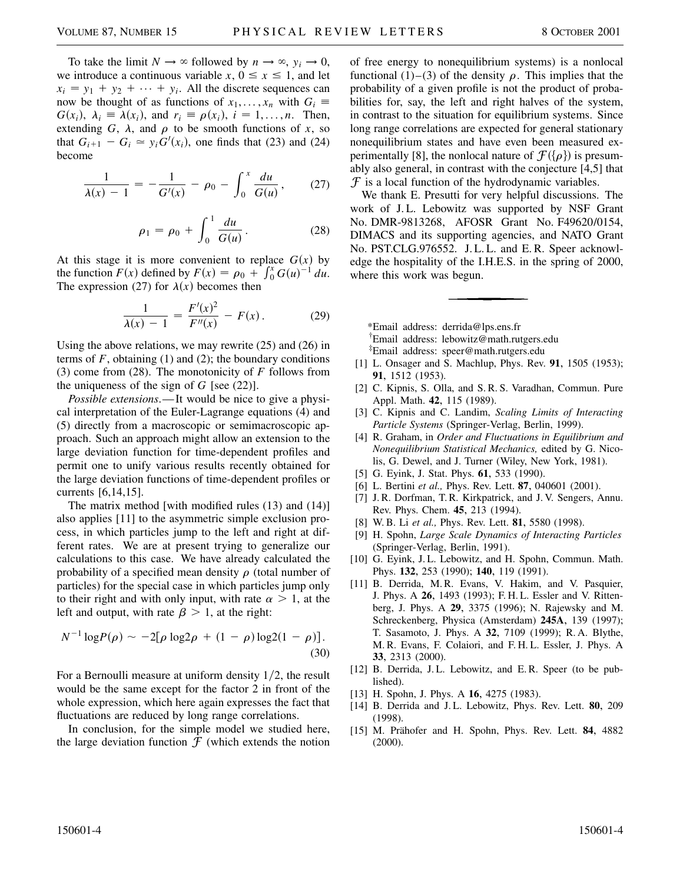To take the limit $N \to \infty$ followed by $n \to \infty$, $y_i \to 0$, we introduce a continuous variable $x$, $0 \le x \le 1$, and let $x_i = y_1 + y_2 + \cdots + y_i$. All the discrete sequences can now be thought of as functions of $x_1, \ldots, x_n$ with $G_i \equiv G(x_i)$, $\lambda_i \equiv \lambda(x_i)$, and $r_i \equiv \rho(x_i)$, $i = 1, \ldots, n$. Then, extending $G$, $\lambda$, and $\rho$ to be smooth functions of $x$, so that $G_{i+1} - G_i \simeq y_i G'(x_i)$, one finds that (23) and (24) become

$$\frac{1}{\lambda(x) - 1} = -\frac{1}{G'(x)} - \rho_0 - \int_0^x \frac{du}{G(u)}, \qquad (27)$$

$$\rho_1 = \rho_0 + \int_0^1 \frac{du}{G(u)}. \qquad (28)$$

At this stage it is more convenient to replace $G(x)$ by the function $F(x)$ defined by $F(x) = \rho_0 + \int_0^x G(u)^{-1}\, du$. The expression (27) for $\lambda(x)$ becomes then

$$\frac{1}{\lambda(x) - 1} = \frac{F'(x)^2}{F''(x)} - F(x). \qquad (29)$$

Using the above relations, we may rewrite (25) and (26) in terms of $F$, obtaining (1) and (2); the boundary conditions (3) come from (28). The monotonicity of $F$ follows from the uniqueness of the sign of $G$ [see (22)].

*Possible extensions.*—It would be nice to give a physical interpretation of the Euler-Lagrange equations (4) and (5) directly from a macroscopic or semimacroscopic approach. Such an approach might allow an extension to the large deviation function for time-dependent profiles and permit one to unify various results recently obtained for the large deviation functions of time-dependent profiles or currents [6,14,15].

The matrix method [with modified rules (13) and (14)] also applies [11] to the asymmetric simple exclusion process, in which particles jump to the left and right at different rates. We are at present trying to generalize our calculations to this case. We have already calculated the probability of a specified mean density $\rho$ (total number of particles) for the special case in which particles jump only to their right and with only input, with rate $\alpha > 1$, at the left and output, with rate $\beta > 1$, at the right:

$$N^{-1} \log P(\rho) \sim -2[\rho \log 2\rho + (1 - \rho) \log 2(1 - \rho)]. \qquad (30)$$

For a Bernoulli measure at uniform density $1/2$, the result would be the same except for the factor 2 in front of the whole expression, which here again expresses the fact that fluctuations are reduced by long range correlations.

In conclusion, for the simple model we studied here, the large deviation function $\mathcal{F}$ (which extends the notion of free energy to nonequilibrium systems) is a nonlocal functional (1)–(3) of the density $\rho$. This implies that the probability of a given profile is not the product of probabilities for, say, the left and right halves of the system, in contrast to the situation for equilibrium systems. Since long range correlations are expected for general stationary nonequilibrium states and have even been measured experimentally [8], the nonlocal nature of $\mathcal{F}(\{\rho\})$ is presumably also general, in contrast with the conjecture [4,5] that $\mathcal{F}$ is a local function of the hydrodynamic variables.

We thank E. Presutti for very helpful discussions. The work of J. L. Lebowitz was supported by NSF Grant No. DMR-9813268, AFOSR Grant No. F49620/0154, DIMACS and its supporting agencies, and NATO Grant No. PST.CLG.976552. J. L. L. and E. R. Speer acknowledge the hospitality of the I.H.E.S. in the spring of 2000, where this work was begun.

---

*Email address: derrida@lps.ens.fr

[†]Email address: lebowitz@math.rutgers.edu

[‡]Email address: speer@math.rutgers.edu

[1] L. Onsager and S. Machlup, Phys. Rev. **91**, 1505 (1953); **91**, 1512 (1953).

[2] C. Kipnis, S. Olla, and S. R. S. Varadhan, Commun. Pure Appl. Math. **42**, 115 (1989).

[3] C. Kipnis and C. Landim, *Scaling Limits of Interacting Particle Systems* (Springer-Verlag, Berlin, 1999).

[4] R. Graham, in *Order and Fluctuations in Equilibrium and Nonequilibrium Statistical Mechanics,* edited by G. Nicolis, G. Dewel, and J. Turner (Wiley, New York, 1981).

[5] G. Eyink, J. Stat. Phys. **61**, 533 (1990).

[6] L. Bertini *et al.,* Phys. Rev. Lett. **87**, 040601 (2001).

[7] J. R. Dorfman, T. R. Kirkpatrick, and J. V. Sengers, Annu. Rev. Phys. Chem. **45**, 213 (1994).

[8] W. B. Li *et al.,* Phys. Rev. Lett. **81**, 5580 (1998).

[9] H. Spohn, *Large Scale Dynamics of Interacting Particles* (Springer-Verlag, Berlin, 1991).

[10] G. Eyink, J. L. Lebowitz, and H. Spohn, Commun. Math. Phys. **132**, 253 (1990); **140**, 119 (1991).

[11] B. Derrida, M. R. Evans, V. Hakim, and V. Pasquier, J. Phys. A **26**, 1493 (1993); F. H. L. Essler and V. Rittenberg, J. Phys. A **29**, 3375 (1996); N. Rajewsky and M. Schreckenberg, Physica (Amsterdam) **245A**, 139 (1997); T. Sasamoto, J. Phys. A **32**, 7109 (1999); R. A. Blythe, M. R. Evans, F. Colaiori, and F. H. L. Essler, J. Phys. A **33**, 2313 (2000).

[12] B. Derrida, J. L. Lebowitz, and E. R. Speer (to be published).

[13] H. Spohn, J. Phys. A **16**, 4275 (1983).

[14] B. Derrida and J. L. Lebowitz, Phys. Rev. Lett. **80**, 209 (1998).

[15] M. Prähofer and H. Spohn, Phys. Rev. Lett. **84**, 4882 (2000).